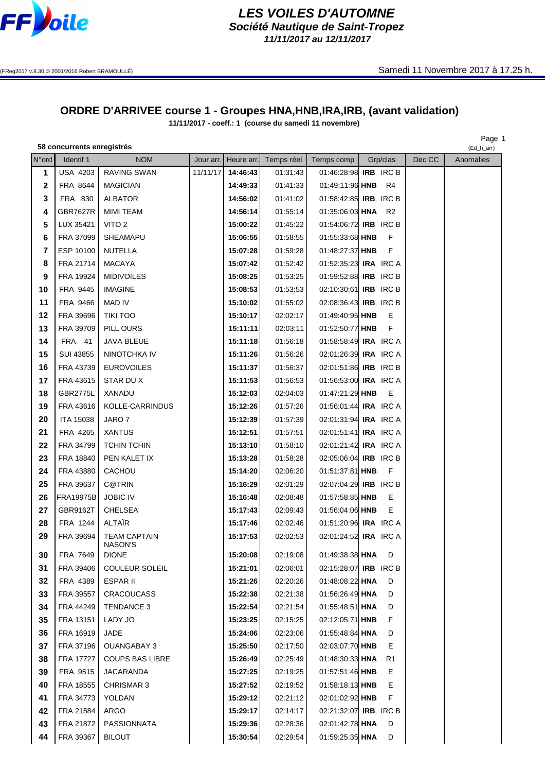# LES VOILES D'AUTOMNE

## Société Nautique de Saint-Tropez

**11/11/2017 au 12/11/2017**

(FReg2017 v.8.30 © 2001/2016 Robert BRAMOULLÉ)

Samedi 11 Novembre 2017 à 17.25 h.

## ORDRE D'ARRIVEE course 1 - Groupes HNA,HNB,IRA,IRB, (avant validation)

**11/11/2017 - coeff.: 1 (course du samedi 11 novembre)**

**58 concurrents enregistrés**

Page 1

(Ed_h_arr)

| N°ord | Identif 1 | NOM | Jour arr. | Heure arr. | Temps réel | Temps comp | Grp/clas | | Dec CC | Anomalies |
|---|---|---|---|---|---|---|---|---|---|---|
| 1 | USA 4203 | RAVING SWAN | 11/11/17 | **14:46:43** | 01:31:43 | 01:46:28:98 | **IRB** | IRC B | | |
| 2 | FRA 8644 | MAGICIAN | | **14:49:33** | 01:41:33 | 01:49:11:96 | **HNB** | R4 | | |
| 3 | FRA 830 | ALBATOR | | **14:56:02** | 01:41:02 | 01:58:42:85 | **IRB** | IRC B | | |
| 4 | GBR7627R | MIMI TEAM | | **14:56:14** | 01:55:14 | 01:35:06:03 | **HNA** | R2 | | |
| 5 | LUX 35421 | VITO 2 | | **15:00:22** | 01:45:22 | 01:54:06:72 | **IRB** | IRC B | | |
| 6 | FRA 37099 | SHEAMAPU | | **15:06:55** | 01:58:55 | 01:55:33:68 | **HNB** | F | | |
| 7 | ESP 10100 | NUTELLA | | **15:07:28** | 01:59:28 | 01:48:27:37 | **HNB** | F | | |
| 8 | FRA 21714 | MACAYA | | **15:07:42** | 01:52:42 | 01:52:35:23 | **IRA** | IRC A | | |
| 9 | FRA 19924 | MIDIVOILES | | **15:08:25** | 01:53:25 | 01:59:52:88 | **IRB** | IRC B | | |
| 10 | FRA 9445 | IMAGINE | | **15:08:53** | 01:53:53 | 02:10:30:61 | **IRB** | IRC B | | |
| 11 | FRA 9466 | MAD IV | | **15:10:02** | 01:55:02 | 02:08:36:43 | **IRB** | IRC B | | |
| 12 | FRA 39696 | TIKI TOO | | **15:10:17** | 02:02:17 | 01:49:40:95 | **HNB** | E | | |
| 13 | FRA 39709 | PILL OURS | | **15:11:11** | 02:03:11 | 01:52:50:77 | **HNB** | F | | |
| 14 | FRA 41 | JAVA BLEUE | | **15:11:18** | 01:56:18 | 01:58:58:49 | **IRA** | IRC A | | |
| 15 | SUI 43855 | NINOTCHKA IV | | **15:11:26** | 01:56:26 | 02:01:26:39 | **IRA** | IRC A | | |
| 16 | FRA 43739 | EUROVOILES | | **15:11:37** | 01:56:37 | 02:01:51:86 | **IRB** | IRC B | | |
| 17 | FRA 43615 | STAR DU X | | **15:11:53** | 01:56:53 | 01:56:53:00 | **IRA** | IRC A | | |
| 18 | GBR2775L | XANADU | | **15:12:03** | 02:04:03 | 01:47:21:29 | **HNB** | E | | |
| 19 | FRA 43616 | KOLLE-CARRINDUS | | **15:12:26** | 01:57:26 | 01:56:01:44 | **IRA** | IRC A | | |
| 20 | ITA 15038 | JARO 7 | | **15:12:39** | 01:57:39 | 02:01:31:94 | **IRA** | IRC A | | |
| 21 | FRA 4265 | XANTUS | | **15:12:51** | 01:57:51 | 02:01:51:41 | **IRA** | IRC A | | |
| 22 | FRA 34799 | TCHIN TCHIN | | **15:13:10** | 01:58:10 | 02:01:21:42 | **IRA** | IRC A | | |
| 23 | FRA 18840 | PEN KALET IX | | **15:13:28** | 01:58:28 | 02:05:06:04 | **IRB** | IRC B | | |
| 24 | FRA 43880 | CACHOU | | **15:14:20** | 02:06:20 | 01:51:37:81 | **HNB** | F | | |
| 25 | FRA 39637 | C@TRIN | | **15:16:29** | 02:01:29 | 02:07:04:29 | **IRB** | IRC B | | |
| 26 | FRA19975B | JOBIC IV | | **15:16:48** | 02:08:48 | 01:57:58:85 | **HNB** | E | | |
| 27 | GBR9162T | CHELSEA | | **15:17:43** | 02:09:43 | 01:56:04:06 | **HNB** | E | | |
| 28 | FRA 1244 | ALTAÏR | | **15:17:46** | 02:02:46 | 01:51:20:96 | **IRA** | IRC A | | |
| 29 | FRA 39694 | TEAM CAPTAIN NASON'S | | **15:17:53** | 02:02:53 | 02:01:24:52 | **IRA** | IRC A | | |
| 30 | FRA 7649 | DIONE | | **15:20:08** | 02:19:08 | 01:49:38:38 | **HNA** | D | | |
| 31 | FRA 39406 | COULEUR SOLEIL | | **15:21:01** | 02:06:01 | 02:15:28:07 | **IRB** | IRC B | | |
| 32 | FRA 4389 | ESPAR II | | **15:21:26** | 02:20:26 | 01:48:08:22 | **HNA** | D | | |
| 33 | FRA 39557 | CRACOUCASS | | **15:22:38** | 02:21:38 | 01:56:26:49 | **HNA** | D | | |
| 34 | FRA 44249 | TENDANCE 3 | | **15:22:54** | 02:21:54 | 01:55:48:51 | **HNA** | D | | |
| 35 | FRA 13151 | LADY JO | | **15:23:25** | 02:15:25 | 02:12:05:71 | **HNB** | F | | |
| 36 | FRA 16919 | JADE | | **15:24:06** | 02:23:06 | 01:55:48:84 | **HNA** | D | | |
| 37 | FRA 37196 | OUANGABAY 3 | | **15:25:50** | 02:17:50 | 02:03:07:70 | **HNB** | E | | |
| 38 | FRA 17727 | COUPS BAS LIBRE | | **15:26:49** | 02:25:49 | 01:48:30:33 | **HNA** | R1 | | |
| 39 | FRA 9515 | JACARANDA | | **15:27:25** | 02:19:25 | 01:57:51:46 | **HNB** | E | | |
| 40 | FRA 18555 | CHRISMAR 3 | | **15:27:52** | 02:19:52 | 01:58:18:13 | **HNB** | E | | |
| 41 | FRA 34773 | YOLDAN | | **15:29:12** | 02:21:12 | 02:01:02:92 | **HNB** | F | | |
| 42 | FRA 21584 | ARGO | | **15:29:17** | 02:14:17 | 02:21:32:07 | **IRB** | IRC B | | |
| 43 | FRA 21872 | PASSIONNATA | | **15:29:36** | 02:28:36 | 02:01:42:78 | **HNA** | D | | |
| 44 | FRA 39367 | BILOUT | | **15:30:54** | 02:29:54 | 01:59:25:35 | **HNA** | D | | |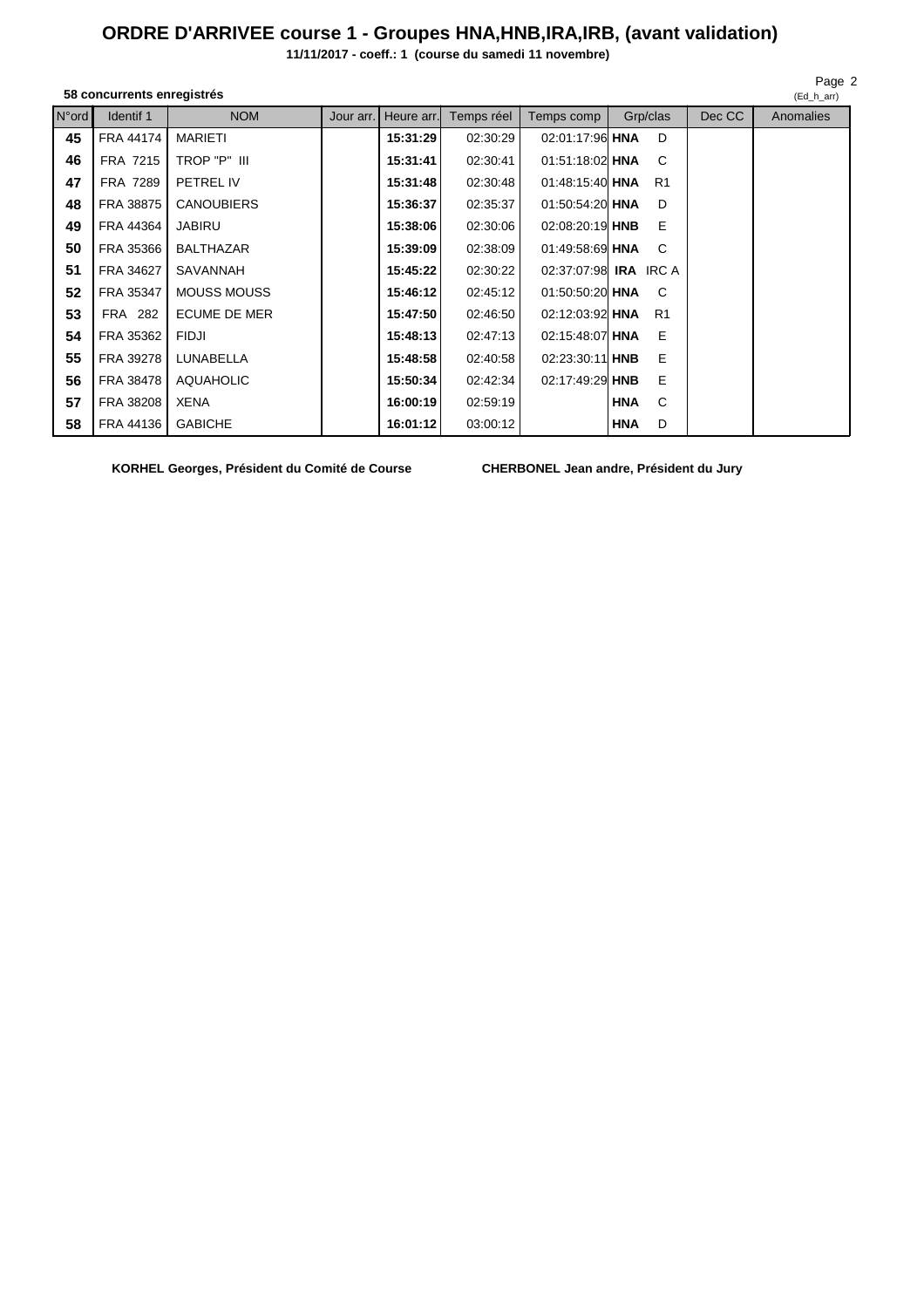# ORDRE D'ARRIVEE course 1 - Groupes HNA,HNB,IRA,IRB, (avant validation)

**11/11/2017 - coeff.: 1 (course du samedi 11 novembre)**

**58 concurrents enregistrés**

(Ed_h_arr)

| N°ord | Identif 1 | NOM | Jour arr. | Heure arr. | Temps réel | Temps comp | Grp/clas | | Dec CC | Anomalies |
|---|---|---|---|---|---|---|---|---|---|---|
| **45** | FRA 44174 | MARIETI | | **15:31:29** | 02:30:29 | 02:01:17:96 | **HNA** | D | | |
| **46** | FRA 7215 | TROP "P" III | | **15:31:41** | 02:30:41 | 01:51:18:02 | **HNA** | C | | |
| **47** | FRA 7289 | PETREL IV | | **15:31:48** | 02:30:48 | 01:48:15:40 | **HNA** | R1 | | |
| **48** | FRA 38875 | CANOUBIERS | | **15:36:37** | 02:35:37 | 01:50:54:20 | **HNA** | D | | |
| **49** | FRA 44364 | JABIRU | | **15:38:06** | 02:30:06 | 02:08:20:19 | **HNB** | E | | |
| **50** | FRA 35366 | BALTHAZAR | | **15:39:09** | 02:38:09 | 01:49:58:69 | **HNA** | C | | |
| **51** | FRA 34627 | SAVANNAH | | **15:45:22** | 02:30:22 | 02:37:07:98 | **IRA** | IRC A | | |
| **52** | FRA 35347 | MOUSS MOUSS | | **15:46:12** | 02:45:12 | 01:50:50:20 | **HNA** | C | | |
| **53** | FRA 282 | ECUME DE MER | | **15:47:50** | 02:46:50 | 02:12:03:92 | **HNA** | R1 | | |
| **54** | FRA 35362 | FIDJI | | **15:48:13** | 02:47:13 | 02:15:48:07 | **HNA** | E | | |
| **55** | FRA 39278 | LUNABELLA | | **15:48:58** | 02:40:58 | 02:23:30:11 | **HNB** | E | | |
| **56** | FRA 38478 | AQUAHOLIC | | **15:50:34** | 02:42:34 | 02:17:49:29 | **HNB** | E | | |
| **57** | FRA 38208 | XENA | | **16:00:19** | 02:59:19 | | **HNA** | C | | |
| **58** | FRA 44136 | GABICHE | | **16:01:12** | 03:00:12 | | **HNA** | D | | |

**KORHEL Georges, Président du Comité de Course**

**CHERBONEL Jean andre, Président du Jury**